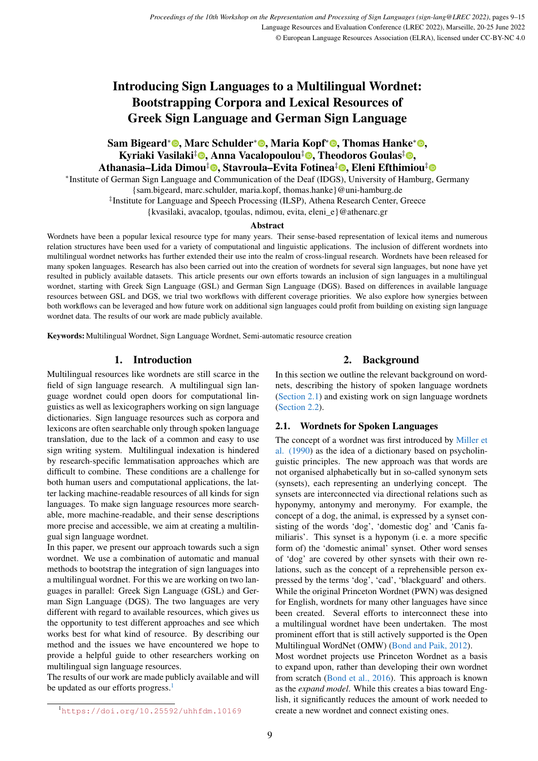# Introducing Sign Languages to a Multilingual Wordnet: Bootstrapping Corpora and Lexical Resources of Greek Sign Language and German Sign Language

**Sam Bigeard[*], Marc Schulder[*], Maria Kopf[*], Thomas Hanke[*], Kyriaki Vasilaki[‡], Anna Vacalopoulou[‡], Theodoros Goulas[‡], Athanasia–Lida Dimou[‡], Stavroula–Evita Fotinea[‡], Eleni Efthimiou[‡]**

[*]Institute of German Sign Language and Communication of the Deaf (IDGS), University of Hamburg, Germany
{sam.bigeard, marc.schulder, maria.kopf, thomas.hanke}@uni-hamburg.de

[‡]Institute for Language and Speech Processing (ILSP), Athena Research Center, Greece
{kvasilaki, avacalop, tgoulas, ndimou, evita, eleni_e}@athenarc.gr

## Abstract

Wordnets have been a popular lexical resource type for many years. Their sense-based representation of lexical items and numerous relation structures have been used for a variety of computational and linguistic applications. The inclusion of different wordnets into multilingual wordnet networks has further extended their use into the realm of cross-lingual research. Wordnets have been released for many spoken languages. Research has also been carried out into the creation of wordnets for several sign languages, but none have yet resulted in publicly available datasets. This article presents our own efforts towards an inclusion of sign languages in a multilingual wordnet, starting with Greek Sign Language (GSL) and German Sign Language (DGS). Based on differences in available language resources between GSL and DGS, we trial two workflows with different coverage priorities. We also explore how synergies between both workflows can be leveraged and how future work on additional sign languages could profit from building on existing sign language wordnet data. The results of our work are made publicly available.

**Keywords:** Multilingual Wordnet, Sign Language Wordnet, Semi-automatic resource creation

## 1. Introduction

Multilingual resources like wordnets are still scarce in the field of sign language research. A multilingual sign language wordnet could open doors for computational linguistics as well as lexicographers working on sign language dictionaries. Sign language resources such as corpora and lexicons are often searchable only through spoken language translation, due to the lack of a common and easy to use sign writing system. Multilingual indexation is hindered by research-specific lemmatisation approaches which are difficult to combine. These conditions are a challenge for both human users and computational applications, the latter lacking machine-readable resources of all kinds for sign languages. To make sign language resources more searchable, more machine-readable, and their sense descriptions more precise and accessible, we aim at creating a multilingual sign language wordnet.

In this paper, we present our approach towards such a sign wordnet. We use a combination of automatic and manual methods to bootstrap the integration of sign languages into a multilingual wordnet. For this we are working on two languages in parallel: Greek Sign Language (GSL) and German Sign Language (DGS). The two languages are very different with regard to available resources, which gives us the opportunity to test different approaches and see which works best for what kind of resource. By describing our method and the issues we have encountered we hope to provide a helpful guide to other researchers working on multilingual sign language resources.

The results of our work are made publicly available and will be updated as our efforts progress.[1]

[1] https://doi.org/10.25592/uhhfdm.10169

## 2. Background

In this section we outline the relevant background on wordnets, describing the history of spoken language wordnets (Section 2.1) and existing work on sign language wordnets (Section 2.2).

### 2.1. Wordnets for Spoken Languages

The concept of a wordnet was first introduced by Miller et al. (1990) as the idea of a dictionary based on psycholinguistic principles. The new approach was that words are not organised alphabetically but in so-called synonym sets (synsets), each representing an underlying concept. The synsets are interconnected via directional relations such as hyponymy, antonymy and meronymy. For example, the concept of a dog, the animal, is expressed by a synset consisting of the words 'dog', 'domestic dog' and 'Canis familiaris'. This synset is a hyponym (i. e. a more specific form of) the 'domestic animal' synset. Other word senses of 'dog' are covered by other synsets with their own relations, such as the concept of a reprehensible person expressed by the terms 'dog', 'cad', 'blackguard' and others. While the original Princeton Wordnet (PWN) was designed for English, wordnets for many other languages have since been created. Several efforts to interconnect these into a multilingual wordnet have been undertaken. The most prominent effort that is still actively supported is the Open Multilingual WordNet (OMW) (Bond and Paik, 2012).

Most wordnet projects use Princeton Wordnet as a basis to expand upon, rather than developing their own wordnet from scratch (Bond et al., 2016). This approach is known as the *expand model*. While this creates a bias toward English, it significantly reduces the amount of work needed to create a new wordnet and connect existing ones.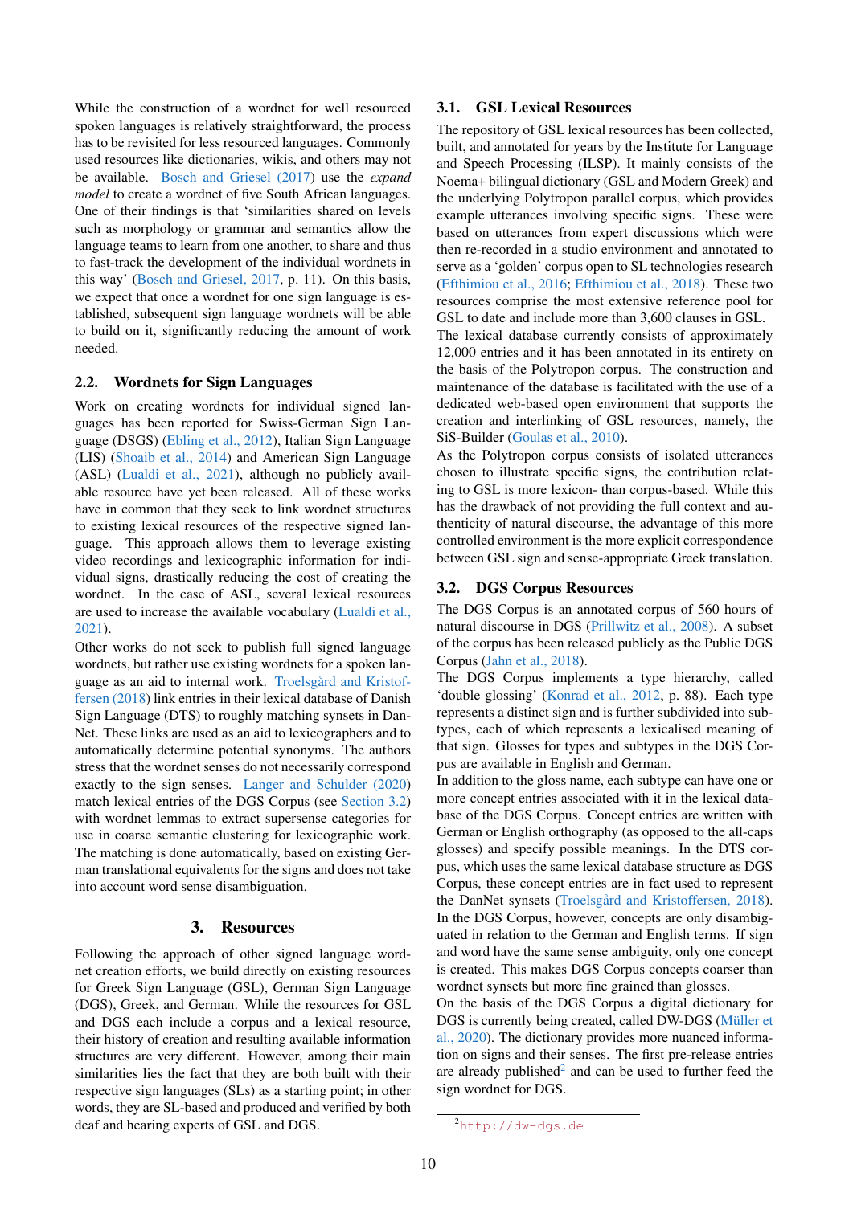While the construction of a wordnet for well resourced spoken languages is relatively straightforward, the process has to be revisited for less resourced languages. Commonly used resources like dictionaries, wikis, and others may not be available. Bosch and Griesel (2017) use the *expand model* to create a wordnet of five South African languages. One of their findings is that 'similarities shared on levels such as morphology or grammar and semantics allow the language teams to learn from one another, to share and thus to fast-track the development of the individual wordnets in this way' (Bosch and Griesel, 2017, p. 11). On this basis, we expect that once a wordnet for one sign language is established, subsequent sign language wordnets will be able to build on it, significantly reducing the amount of work needed.

## 2.2. Wordnets for Sign Languages

Work on creating wordnets for individual signed languages has been reported for Swiss-German Sign Language (DSGS) (Ebling et al., 2012), Italian Sign Language (LIS) (Shoaib et al., 2014) and American Sign Language (ASL) (Lualdi et al., 2021), although no publicly available resource have yet been released. All of these works have in common that they seek to link wordnet structures to existing lexical resources of the respective signed language. This approach allows them to leverage existing video recordings and lexicographic information for individual signs, drastically reducing the cost of creating the wordnet. In the case of ASL, several lexical resources are used to increase the available vocabulary (Lualdi et al., 2021).

Other works do not seek to publish full signed language wordnets, but rather use existing wordnets for a spoken language as an aid to internal work. Troelsgård and Kristoffersen (2018) link entries in their lexical database of Danish Sign Language (DTS) to roughly matching synsets in DanNet. These links are used as an aid to lexicographers and to automatically determine potential synonyms. The authors stress that the wordnet senses do not necessarily correspond exactly to the sign senses. Langer and Schulder (2020) match lexical entries of the DGS Corpus (see Section 3.2) with wordnet lemmas to extract supersense categories for use in coarse semantic clustering for lexicographic work. The matching is done automatically, based on existing German translational equivalents for the signs and does not take into account word sense disambiguation.

# 3. Resources

Following the approach of other signed language wordnet creation efforts, we build directly on existing resources for Greek Sign Language (GSL), German Sign Language (DGS), Greek, and German. While the resources for GSL and DGS each include a corpus and a lexical resource, their history of creation and resulting available information structures are very different. However, among their main similarities lies the fact that they are both built with their respective sign languages (SLs) as a starting point; in other words, they are SL-based and produced and verified by both deaf and hearing experts of GSL and DGS.

## 3.1. GSL Lexical Resources

The repository of GSL lexical resources has been collected, built, and annotated for years by the Institute for Language and Speech Processing (ILSP). It mainly consists of the Noema+ bilingual dictionary (GSL and Modern Greek) and the underlying Polytropon parallel corpus, which provides example utterances involving specific signs. These were based on utterances from expert discussions which were then re-recorded in a studio environment and annotated to serve as a 'golden' corpus open to SL technologies research (Efthimiou et al., 2016; Efthimiou et al., 2018). These two resources comprise the most extensive reference pool for GSL to date and include more than 3,600 clauses in GSL.

The lexical database currently consists of approximately 12,000 entries and it has been annotated in its entirety on the basis of the Polytropon corpus. The construction and maintenance of the database is facilitated with the use of a dedicated web-based open environment that supports the creation and interlinking of GSL resources, namely, the SiS-Builder (Goulas et al., 2010).

As the Polytropon corpus consists of isolated utterances chosen to illustrate specific signs, the contribution relating to GSL is more lexicon- than corpus-based. While this has the drawback of not providing the full context and authenticity of natural discourse, the advantage of this more controlled environment is the more explicit correspondence between GSL sign and sense-appropriate Greek translation.

## 3.2. DGS Corpus Resources

The DGS Corpus is an annotated corpus of 560 hours of natural discourse in DGS (Prillwitz et al., 2008). A subset of the corpus has been released publicly as the Public DGS Corpus (Jahn et al., 2018).

The DGS Corpus implements a type hierarchy, called 'double glossing' (Konrad et al., 2012, p. 88). Each type represents a distinct sign and is further subdivided into subtypes, each of which represents a lexicalised meaning of that sign. Glosses for types and subtypes in the DGS Corpus are available in English and German.

In addition to the gloss name, each subtype can have one or more concept entries associated with it in the lexical database of the DGS Corpus. Concept entries are written with German or English orthography (as opposed to the all-caps glosses) and specify possible meanings. In the DTS corpus, which uses the same lexical database structure as DGS Corpus, these concept entries are in fact used to represent the DanNet synsets (Troelsgård and Kristoffersen, 2018). In the DGS Corpus, however, concepts are only disambiguated in relation to the German and English terms. If sign and word have the same sense ambiguity, only one concept is created. This makes DGS Corpus concepts coarser than wordnet synsets but more fine grained than glosses.

On the basis of the DGS Corpus a digital dictionary for DGS is currently being created, called DW-DGS (Müller et al., 2020). The dictionary provides more nuanced information on signs and their senses. The first pre-release entries are already published[2] and can be used to further feed the sign wordnet for DGS.

[2] http://dw-dgs.de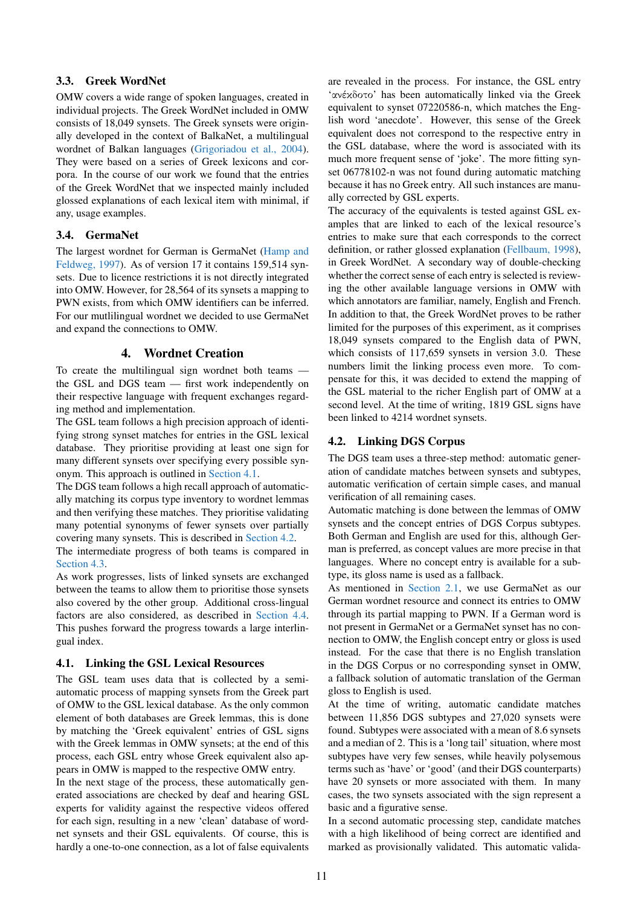### 3.3. Greek WordNet

OMW covers a wide range of spoken languages, created in individual projects. The Greek WordNet included in OMW consists of 18,049 synsets. The Greek synsets were originally developed in the context of BalkaNet, a multilingual wordnet of Balkan languages (Grigoriadou et al., 2004). They were based on a series of Greek lexicons and corpora. In the course of our work we found that the entries of the Greek WordNet that we inspected mainly included glossed explanations of each lexical item with minimal, if any, usage examples.

### 3.4. GermaNet

The largest wordnet for German is GermaNet (Hamp and Feldweg, 1997). As of version 17 it contains 159,514 synsets. Due to licence restrictions it is not directly integrated into OMW. However, for 28,564 of its synsets a mapping to PWN exists, from which OMW identifiers can be inferred. For our mutlilingual wordnet we decided to use GermaNet and expand the connections to OMW.

## 4. Wordnet Creation

To create the multilingual sign wordnet both teams — the GSL and DGS team — first work independently on their respective language with frequent exchanges regarding method and implementation.

The GSL team follows a high precision approach of identifying strong synset matches for entries in the GSL lexical database. They prioritise providing at least one sign for many different synsets over specifying every possible synonym. This approach is outlined in Section 4.1.

The DGS team follows a high recall approach of automatically matching its corpus type inventory to wordnet lemmas and then verifying these matches. They prioritise validating many potential synonyms of fewer synsets over partially covering many synsets. This is described in Section 4.2.

The intermediate progress of both teams is compared in Section 4.3.

As work progresses, lists of linked synsets are exchanged between the teams to allow them to prioritise those synsets also covered by the other group. Additional cross-lingual factors are also considered, as described in Section 4.4. This pushes forward the progress towards a large interlingual index.

### 4.1. Linking the GSL Lexical Resources

The GSL team uses data that is collected by a semi-automatic process of mapping synsets from the Greek part of OMW to the GSL lexical database. As the only common element of both databases are Greek lemmas, this is done by matching the 'Greek equivalent' entries of GSL signs with the Greek lemmas in OMW synsets; at the end of this process, each GSL entry whose Greek equivalent also appears in OMW is mapped to the respective OMW entry.

In the next stage of the process, these automatically generated associations are checked by deaf and hearing GSL experts for validity against the respective videos offered for each sign, resulting in a new 'clean' database of wordnet synsets and their GSL equivalents. Of course, this is hardly a one-to-one connection, as a lot of false equivalents are revealed in the process. For instance, the GSL entry 'ανέκδοτο' has been automatically linked via the Greek equivalent to synset 07220586-n, which matches the English word 'anecdote'. However, this sense of the Greek equivalent does not correspond to the respective entry in the GSL database, where the word is associated with its much more frequent sense of 'joke'. The more fitting synset 06778102-n was not found during automatic matching because it has no Greek entry. All such instances are manually corrected by GSL experts.

The accuracy of the equivalents is tested against GSL examples that are linked to each of the lexical resource's entries to make sure that each corresponds to the correct definition, or rather glossed explanation (Fellbaum, 1998), in Greek WordNet. A secondary way of double-checking whether the correct sense of each entry is selected is reviewing the other available language versions in OMW with which annotators are familiar, namely, English and French. In addition to that, the Greek WordNet proves to be rather limited for the purposes of this experiment, as it comprises 18,049 synsets compared to the English data of PWN, which consists of 117,659 synsets in version 3.0. These numbers limit the linking process even more. To compensate for this, it was decided to extend the mapping of the GSL material to the richer English part of OMW at a second level. At the time of writing, 1819 GSL signs have been linked to 4214 wordnet synsets.

### 4.2. Linking DGS Corpus

The DGS team uses a three-step method: automatic generation of candidate matches between synsets and subtypes, automatic verification of certain simple cases, and manual verification of all remaining cases.

Automatic matching is done between the lemmas of OMW synsets and the concept entries of DGS Corpus subtypes. Both German and English are used for this, although German is preferred, as concept values are more precise in that languages. Where no concept entry is available for a subtype, its gloss name is used as a fallback.

As mentioned in Section 2.1, we use GermaNet as our German wordnet resource and connect its entries to OMW through its partial mapping to PWN. If a German word is not present in GermaNet or a GermaNet synset has no connection to OMW, the English concept entry or gloss is used instead. For the case that there is no English translation in the DGS Corpus or no corresponding synset in OMW, a fallback solution of automatic translation of the German gloss to English is used.

At the time of writing, automatic candidate matches between 11,856 DGS subtypes and 27,020 synsets were found. Subtypes were associated with a mean of 8.6 synsets and a median of 2. This is a 'long tail' situation, where most subtypes have very few senses, while heavily polysemous terms such as 'have' or 'good' (and their DGS counterparts) have 20 synsets or more associated with them. In many cases, the two synsets associated with the sign represent a basic and a figurative sense.

In a second automatic processing step, candidate matches with a high likelihood of being correct are identified and marked as provisionally validated. This automatic valida-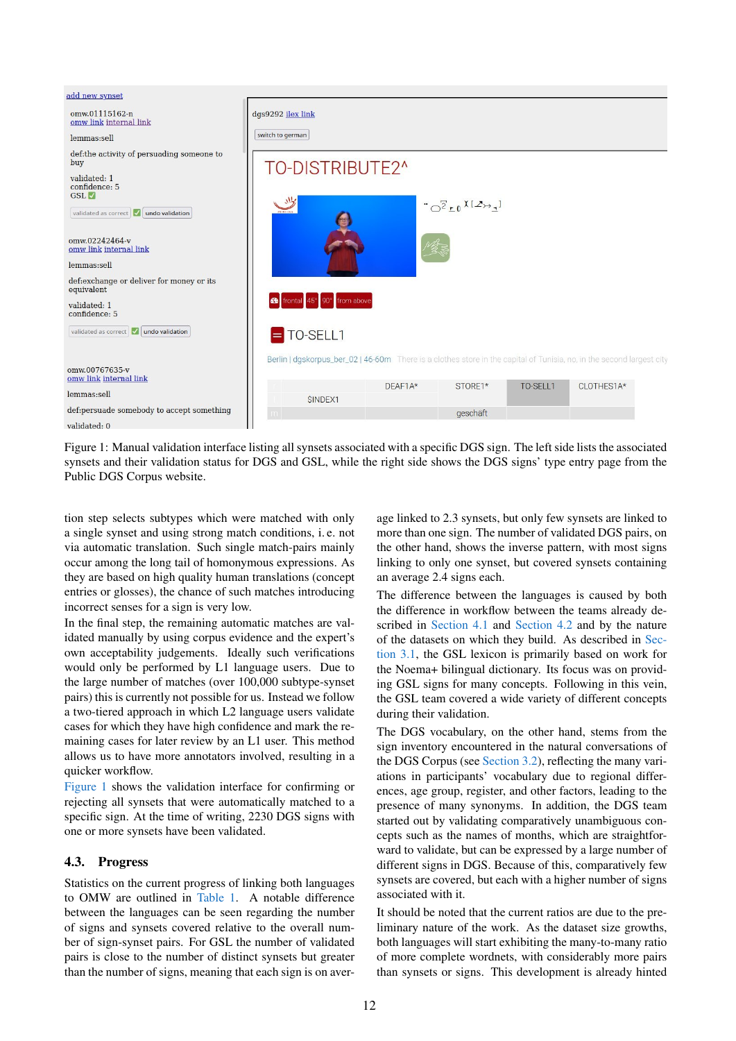Figure 1: Manual validation interface listing all synsets associated with a specific DGS sign. The left side lists the associated synsets and their validation status for DGS and GSL, while the right side shows the DGS signs' type entry page from the Public DGS Corpus website.

tion step selects subtypes which were matched with only a single synset and using strong match conditions, i. e. not via automatic translation. Such single match-pairs mainly occur among the long tail of homonymous expressions. As they are based on high quality human translations (concept entries or glosses), the chance of such matches introducing incorrect senses for a sign is very low.

In the final step, the remaining automatic matches are validated manually by using corpus evidence and the expert's own acceptability judgements. Ideally such verifications would only be performed by L1 language users. Due to the large number of matches (over 100,000 subtype-synset pairs) this is currently not possible for us. Instead we follow a two-tiered approach in which L2 language users validate cases for which they have high confidence and mark the remaining cases for later review by an L1 user. This method allows us to have more annotators involved, resulting in a quicker workflow.

Figure 1 shows the validation interface for confirming or rejecting all synsets that were automatically matched to a specific sign. At the time of writing, 2230 DGS signs with one or more synsets have been validated.

### 4.3. Progress

Statistics on the current progress of linking both languages to OMW are outlined in Table 1. A notable difference between the languages can be seen regarding the number of signs and synsets covered relative to the overall number of sign-synset pairs. For GSL the number of validated pairs is close to the number of distinct synsets but greater than the number of signs, meaning that each sign is on average linked to 2.3 synsets, but only few synsets are linked to more than one sign. The number of validated DGS pairs, on the other hand, shows the inverse pattern, with most signs linking to only one synset, but covered synsets containing an average 2.4 signs each.

The difference between the languages is caused by both the difference in workflow between the teams already described in Section 4.1 and Section 4.2 and by the nature of the datasets on which they build. As described in Section 3.1, the GSL lexicon is primarily based on work for the Noema+ bilingual dictionary. Its focus was on providing GSL signs for many concepts. Following in this vein, the GSL team covered a wide variety of different concepts during their validation.

The DGS vocabulary, on the other hand, stems from the sign inventory encountered in the natural conversations of the DGS Corpus (see Section 3.2), reflecting the many variations in participants' vocabulary due to regional differences, age group, register, and other factors, leading to the presence of many synonyms. In addition, the DGS team started out by validating comparatively unambiguous concepts such as the names of months, which are straightforward to validate, but can be expressed by a large number of different signs in DGS. Because of this, comparatively few synsets are covered, but each with a higher number of signs associated with it.

It should be noted that the current ratios are due to the preliminary nature of the work. As the dataset size growths, both languages will start exhibiting the many-to-many ratio of more complete wordnets, with considerably more pairs than synsets or signs. This development is already hinted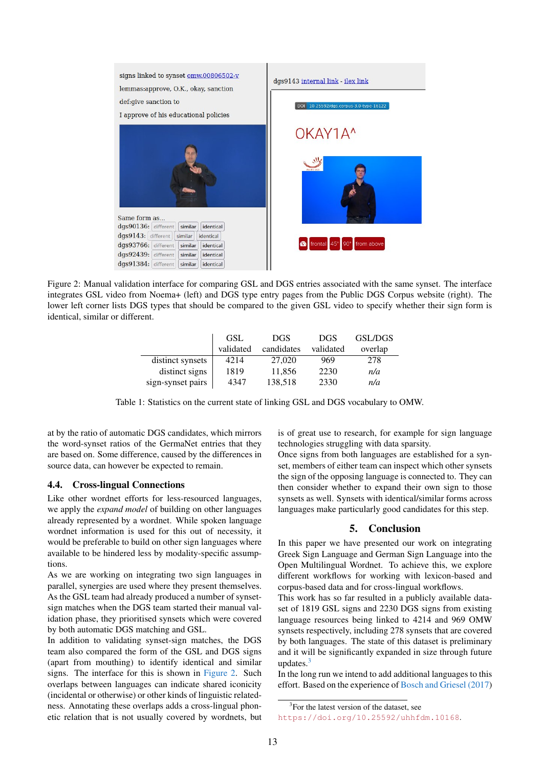Figure 2: Manual validation interface for comparing GSL and DGS entries associated with the same synset. The interface integrates GSL video from Noema+ (left) and DGS type entry pages from the Public DGS Corpus website (right). The lower left corner lists DGS types that should be compared to the given GSL video to specify whether their sign form is identical, similar or different.

| | GSL validated | DGS candidates | DGS validated | GSL/DGS overlap |
|---|---|---|---|---|
| distinct synsets | 4214 | 27,020 | 969 | 278 |
| distinct signs | 1819 | 11,856 | 2230 | *n/a* |
| sign-synset pairs | 4347 | 138,518 | 2330 | *n/a* |

Table 1: Statistics on the current state of linking GSL and DGS vocabulary to OMW.

at by the ratio of automatic DGS candidates, which mirrors the word-synset ratios of the GermaNet entries that they are based on. Some difference, caused by the differences in source data, can however be expected to remain.

### 4.4. Cross-lingual Connections

Like other wordnet efforts for less-resourced languages, we apply the *expand model* of building on other languages already represented by a wordnet. While spoken language wordnet information is used for this out of necessity, it would be preferable to build on other sign languages where available to be hindered less by modality-specific assumptions.

As we are working on integrating two sign languages in parallel, synergies are used where they present themselves. As the GSL team had already produced a number of synset-sign matches when the DGS team started their manual validation phase, they prioritised synsets which were covered by both automatic DGS matching and GSL.

In addition to validating synset-sign matches, the DGS team also compared the form of the GSL and DGS signs (apart from mouthing) to identify identical and similar signs. The interface for this is shown in Figure 2. Such overlaps between languages can indicate shared iconicity (incidental or otherwise) or other kinds of linguistic relatedness. Annotating these overlaps adds a cross-lingual phonetic relation that is not usually covered by wordnets, but is of great use to research, for example for sign language technologies struggling with data sparsity.

Once signs from both languages are established for a synset, members of either team can inspect which other synsets the sign of the opposing language is connected to. They can then consider whether to expand their own sign to those synsets as well. Synsets with identical/similar forms across languages make particularly good candidates for this step.

## 5. Conclusion

In this paper we have presented our work on integrating Greek Sign Language and German Sign Language into the Open Multilingual Wordnet. To achieve this, we explore different workflows for working with lexicon-based and corpus-based data and for cross-lingual workflows.

This work has so far resulted in a publicly available dataset of 1819 GSL signs and 2230 DGS signs from existing language resources being linked to 4214 and 969 OMW synsets respectively, including 278 synsets that are covered by both languages. The state of this dataset is preliminary and it will be significantly expanded in size through future updates.[3]

In the long run we intend to add additional languages to this effort. Based on the experience of Bosch and Griesel (2017)

[3] For the latest version of the dataset, see https://doi.org/10.25592/uhhfdm.10168.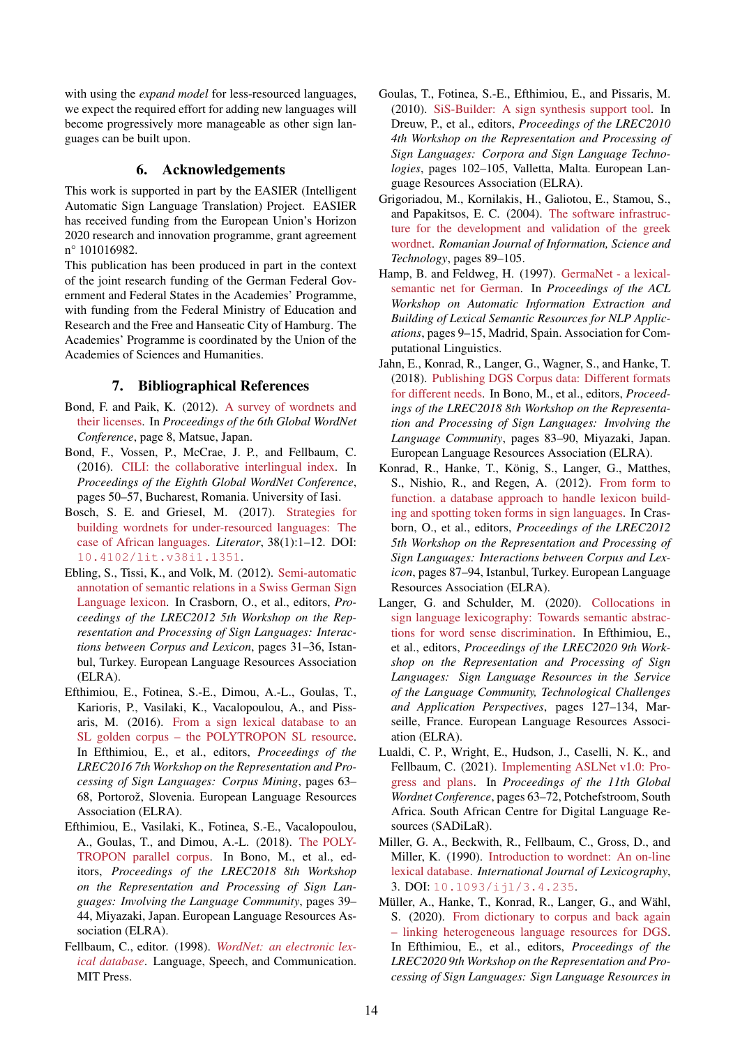with using the *expand model* for less-resourced languages, we expect the required effort for adding new languages will become progressively more manageable as other sign languages can be built upon.

## 6. Acknowledgements

This work is supported in part by the EASIER (Intelligent Automatic Sign Language Translation) Project. EASIER has received funding from the European Union's Horizon 2020 research and innovation programme, grant agreement n° 101016982.

This publication has been produced in part in the context of the joint research funding of the German Federal Government and Federal States in the Academies' Programme, with funding from the Federal Ministry of Education and Research and the Free and Hanseatic City of Hamburg. The Academies' Programme is coordinated by the Union of the Academies of Sciences and Humanities.

## 7. Bibliographical References

Bond, F. and Paik, K. (2012). A survey of wordnets and their licenses. In *Proceedings of the 6th Global WordNet Conference*, page 8, Matsue, Japan.

Bond, F., Vossen, P., McCrae, J. P., and Fellbaum, C. (2016). CILI: the collaborative interlingual index. In *Proceedings of the Eighth Global WordNet Conference*, pages 50–57, Bucharest, Romania. University of Iasi.

Bosch, S. E. and Griesel, M. (2017). Strategies for building wordnets for under-resourced languages: The case of African languages. *Literator*, 38(1):1–12. DOI: 10.4102/lit.v38i1.1351.

Ebling, S., Tissi, K., and Volk, M. (2012). Semi-automatic annotation of semantic relations in a Swiss German Sign Language lexicon. In Crasborn, O., et al., editors, *Proceedings of the LREC2012 5th Workshop on the Representation and Processing of Sign Languages: Interactions between Corpus and Lexicon*, pages 31–36, Istanbul, Turkey. European Language Resources Association (ELRA).

Efthimiou, E., Fotinea, S.-E., Dimou, A.-L., Goulas, T., Karioris, P., Vasilaki, K., Vacalopoulou, A., and Pissaris, M. (2016). From a sign lexical database to an SL golden corpus – the POLYTROPON SL resource. In Efthimiou, E., et al., editors, *Proceedings of the LREC2016 7th Workshop on the Representation and Processing of Sign Languages: Corpus Mining*, pages 63–68, Portorož, Slovenia. European Language Resources Association (ELRA).

Efthimiou, E., Vasilaki, K., Fotinea, S.-E., Vacalopoulou, A., Goulas, T., and Dimou, A.-L. (2018). The POLYTROPON parallel corpus. In Bono, M., et al., editors, *Proceedings of the LREC2018 8th Workshop on the Representation and Processing of Sign Languages: Involving the Language Community*, pages 39–44, Miyazaki, Japan. European Language Resources Association (ELRA).

Fellbaum, C., editor. (1998). *WordNet: an electronic lexical database*. Language, Speech, and Communication. MIT Press.

Goulas, T., Fotinea, S.-E., Efthimiou, E., and Pissaris, M. (2010). SiS-Builder: A sign synthesis support tool. In Dreuw, P., et al., editors, *Proceedings of the LREC2010 4th Workshop on the Representation and Processing of Sign Languages: Corpora and Sign Language Technologies*, pages 102–105, Valletta, Malta. European Language Resources Association (ELRA).

Grigoriadou, M., Kornilakis, H., Galiotou, E., Stamou, S., and Papakitsos, E. C. (2004). The software infrastructure for the development and validation of the greek wordnet. *Romanian Journal of Information, Science and Technology*, pages 89–105.

Hamp, B. and Feldweg, H. (1997). GermaNet - a lexical-semantic net for German. In *Proceedings of the ACL Workshop on Automatic Information Extraction and Building of Lexical Semantic Resources for NLP Applications*, pages 9–15, Madrid, Spain. Association for Computational Linguistics.

Jahn, E., Konrad, R., Langer, G., Wagner, S., and Hanke, T. (2018). Publishing DGS Corpus data: Different formats for different needs. In Bono, M., et al., editors, *Proceedings of the LREC2018 8th Workshop on the Representation and Processing of Sign Languages: Involving the Language Community*, pages 83–90, Miyazaki, Japan. European Language Resources Association (ELRA).

Konrad, R., Hanke, T., König, S., Langer, G., Matthes, S., Nishio, R., and Regen, A. (2012). From form to function. a database approach to handle lexicon building and spotting token forms in sign languages. In Crasborn, O., et al., editors, *Proceedings of the LREC2012 5th Workshop on the Representation and Processing of Sign Languages: Interactions between Corpus and Lexicon*, pages 87–94, Istanbul, Turkey. European Language Resources Association (ELRA).

Langer, G. and Schulder, M. (2020). Collocations in sign language lexicography: Towards semantic abstractions for word sense discrimination. In Efthimiou, E., et al., editors, *Proceedings of the LREC2020 9th Workshop on the Representation and Processing of Sign Languages: Sign Language Resources in the Service of the Language Community, Technological Challenges and Application Perspectives*, pages 127–134, Marseille, France. European Language Resources Association (ELRA).

Lualdi, C. P., Wright, E., Hudson, J., Caselli, N. K., and Fellbaum, C. (2021). Implementing ASLNet v1.0: Progress and plans. In *Proceedings of the 11th Global Wordnet Conference*, pages 63–72, Potchefstroom, South Africa. South African Centre for Digital Language Resources (SADiLaR).

Miller, G. A., Beckwith, R., Fellbaum, C., Gross, D., and Miller, K. (1990). Introduction to wordnet: An on-line lexical database. *International Journal of Lexicography*, 3. DOI: 10.1093/ijl/3.4.235.

Müller, A., Hanke, T., Konrad, R., Langer, G., and Wähl, S. (2020). From dictionary to corpus and back again – linking heterogeneous language resources for DGS. In Efthimiou, E., et al., editors, *Proceedings of the LREC2020 9th Workshop on the Representation and Processing of Sign Languages: Sign Language Resources in*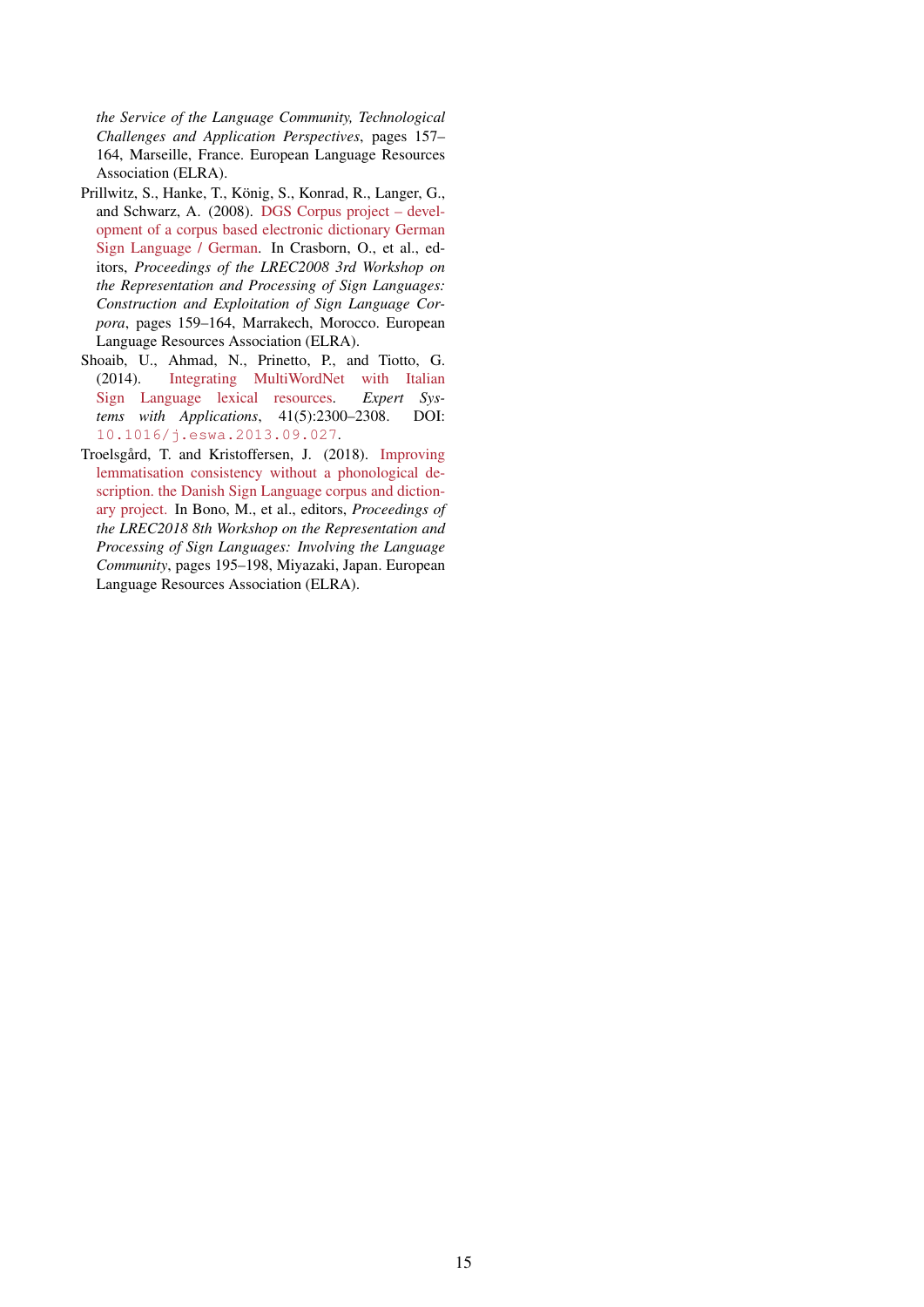*the Service of the Language Community, Technological Challenges and Application Perspectives*, pages 157–164, Marseille, France. European Language Resources Association (ELRA).

Prillwitz, S., Hanke, T., König, S., Konrad, R., Langer, G., and Schwarz, A. (2008). DGS Corpus project – development of a corpus based electronic dictionary German Sign Language / German. In Crasborn, O., et al., editors, *Proceedings of the LREC2008 3rd Workshop on the Representation and Processing of Sign Languages: Construction and Exploitation of Sign Language Corpora*, pages 159–164, Marrakech, Morocco. European Language Resources Association (ELRA).

Shoaib, U., Ahmad, N., Prinetto, P., and Tiotto, G. (2014). Integrating MultiWordNet with Italian Sign Language lexical resources. *Expert Systems with Applications*, 41(5):2300–2308. DOI: 10.1016/j.eswa.2013.09.027.

Troelsgård, T. and Kristoffersen, J. (2018). Improving lemmatisation consistency without a phonological description. the Danish Sign Language corpus and dictionary project. In Bono, M., et al., editors, *Proceedings of the LREC2018 8th Workshop on the Representation and Processing of Sign Languages: Involving the Language Community*, pages 195–198, Miyazaki, Japan. European Language Resources Association (ELRA).